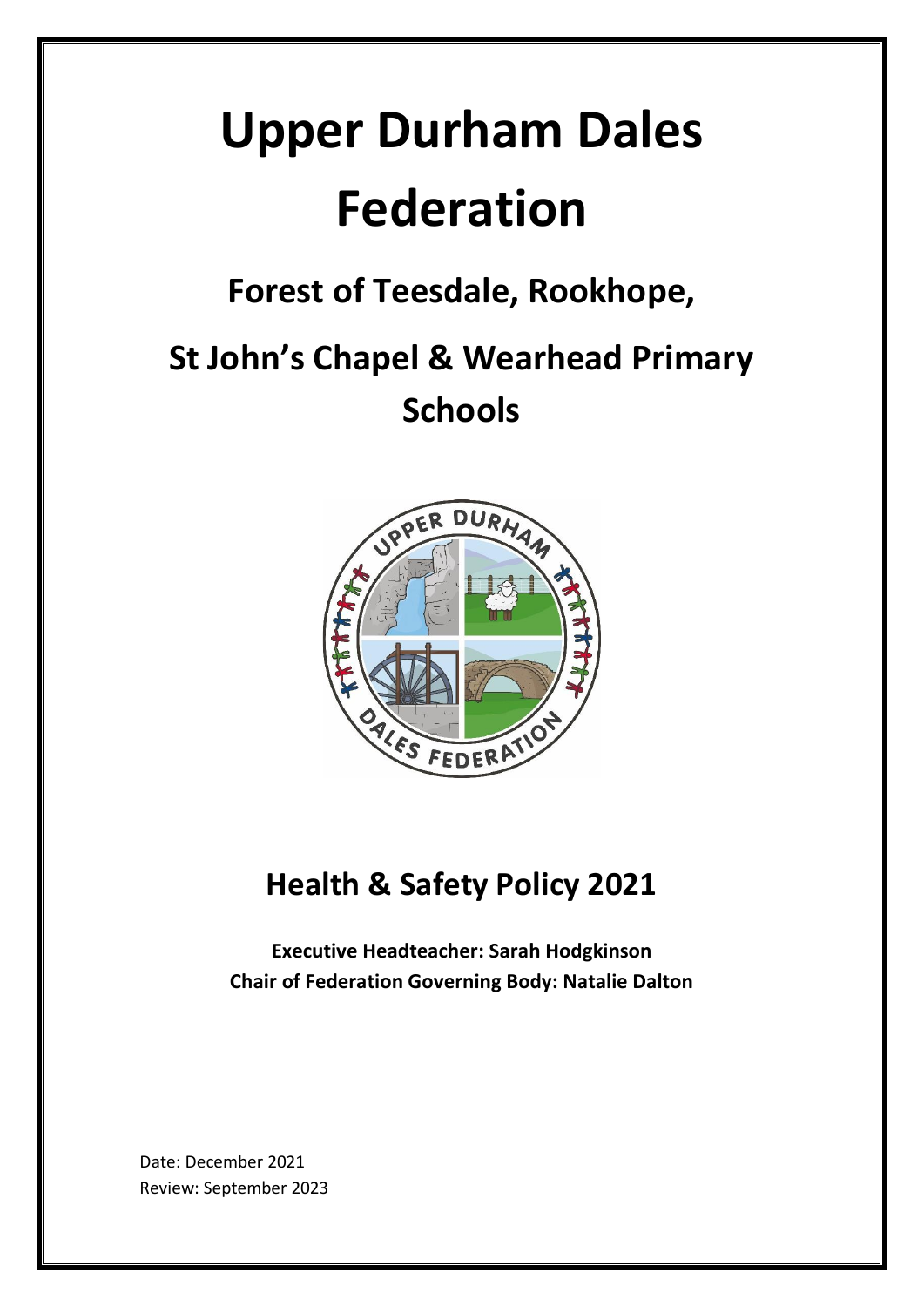# Upper Durham Dales Federation

## Forest of Teesdale, Rookhope, St John's Chapel & Wearhead Primary Schools

## Health & Safety Policy 2021

**Executive Headteacher: Sarah Hodgkinson**
**Chair of Federation Governing Body: Natalie Dalton**

Date: December 2021
Review: September 2023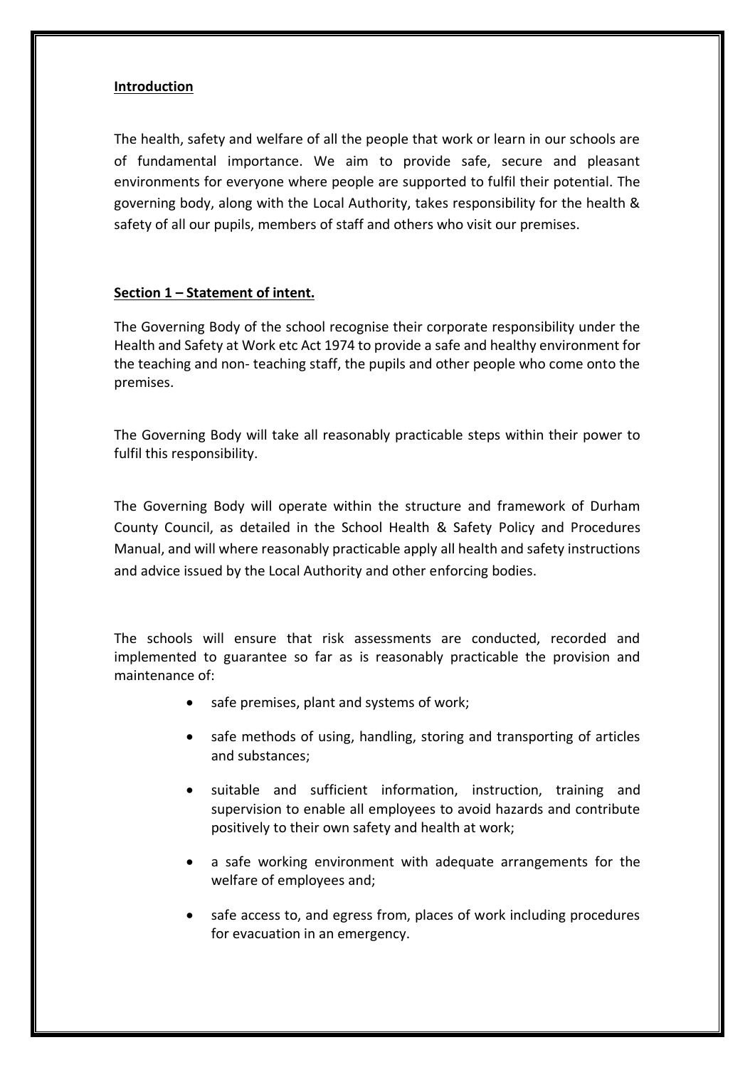## Introduction

The health, safety and welfare of all the people that work or learn in our schools are of fundamental importance. We aim to provide safe, secure and pleasant environments for everyone where people are supported to fulfil their potential. The governing body, along with the Local Authority, takes responsibility for the health & safety of all our pupils, members of staff and others who visit our premises.

## Section 1 – Statement of intent.

The Governing Body of the school recognise their corporate responsibility under the Health and Safety at Work etc Act 1974 to provide a safe and healthy environment for the teaching and non- teaching staff, the pupils and other people who come onto the premises.

The Governing Body will take all reasonably practicable steps within their power to fulfil this responsibility.

The Governing Body will operate within the structure and framework of Durham County Council, as detailed in the School Health & Safety Policy and Procedures Manual, and will where reasonably practicable apply all health and safety instructions and advice issued by the Local Authority and other enforcing bodies.

The schools will ensure that risk assessments are conducted, recorded and implemented to guarantee so far as is reasonably practicable the provision and maintenance of:

- safe premises, plant and systems of work;
- safe methods of using, handling, storing and transporting of articles and substances;
- suitable and sufficient information, instruction, training and supervision to enable all employees to avoid hazards and contribute positively to their own safety and health at work;
- a safe working environment with adequate arrangements for the welfare of employees and;
- safe access to, and egress from, places of work including procedures for evacuation in an emergency.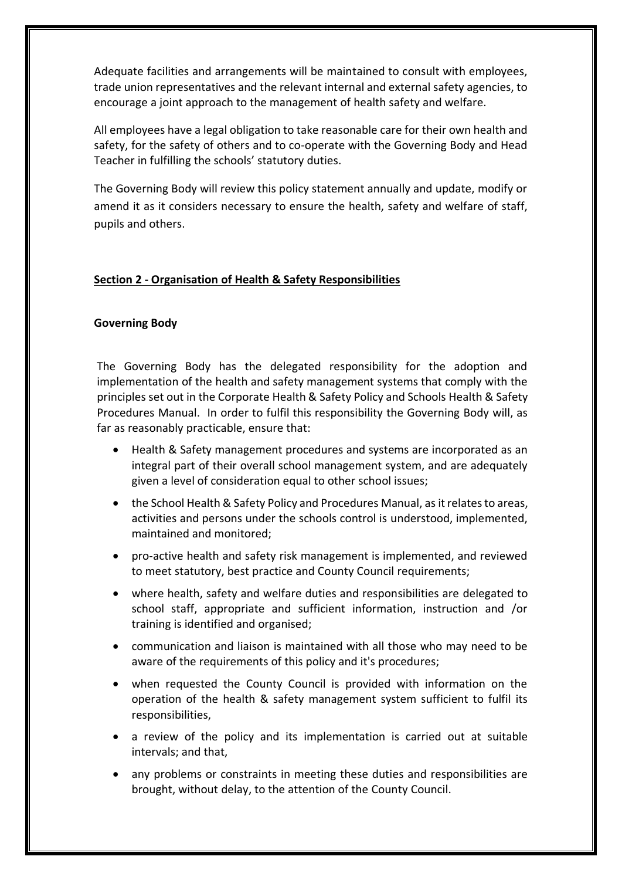Adequate facilities and arrangements will be maintained to consult with employees, trade union representatives and the relevant internal and external safety agencies, to encourage a joint approach to the management of health safety and welfare.

All employees have a legal obligation to take reasonable care for their own health and safety, for the safety of others and to co-operate with the Governing Body and Head Teacher in fulfilling the schools' statutory duties.

The Governing Body will review this policy statement annually and update, modify or amend it as it considers necessary to ensure the health, safety and welfare of staff, pupils and others.

## Section 2 - Organisation of Health & Safety Responsibilities

### Governing Body

The Governing Body has the delegated responsibility for the adoption and implementation of the health and safety management systems that comply with the principles set out in the Corporate Health & Safety Policy and Schools Health & Safety Procedures Manual. In order to fulfil this responsibility the Governing Body will, as far as reasonably practicable, ensure that:

- Health & Safety management procedures and systems are incorporated as an integral part of their overall school management system, and are adequately given a level of consideration equal to other school issues;
- the School Health & Safety Policy and Procedures Manual, as it relates to areas, activities and persons under the schools control is understood, implemented, maintained and monitored;
- pro-active health and safety risk management is implemented, and reviewed to meet statutory, best practice and County Council requirements;
- where health, safety and welfare duties and responsibilities are delegated to school staff, appropriate and sufficient information, instruction and /or training is identified and organised;
- communication and liaison is maintained with all those who may need to be aware of the requirements of this policy and it's procedures;
- when requested the County Council is provided with information on the operation of the health & safety management system sufficient to fulfil its responsibilities,
- a review of the policy and its implementation is carried out at suitable intervals; and that,
- any problems or constraints in meeting these duties and responsibilities are brought, without delay, to the attention of the County Council.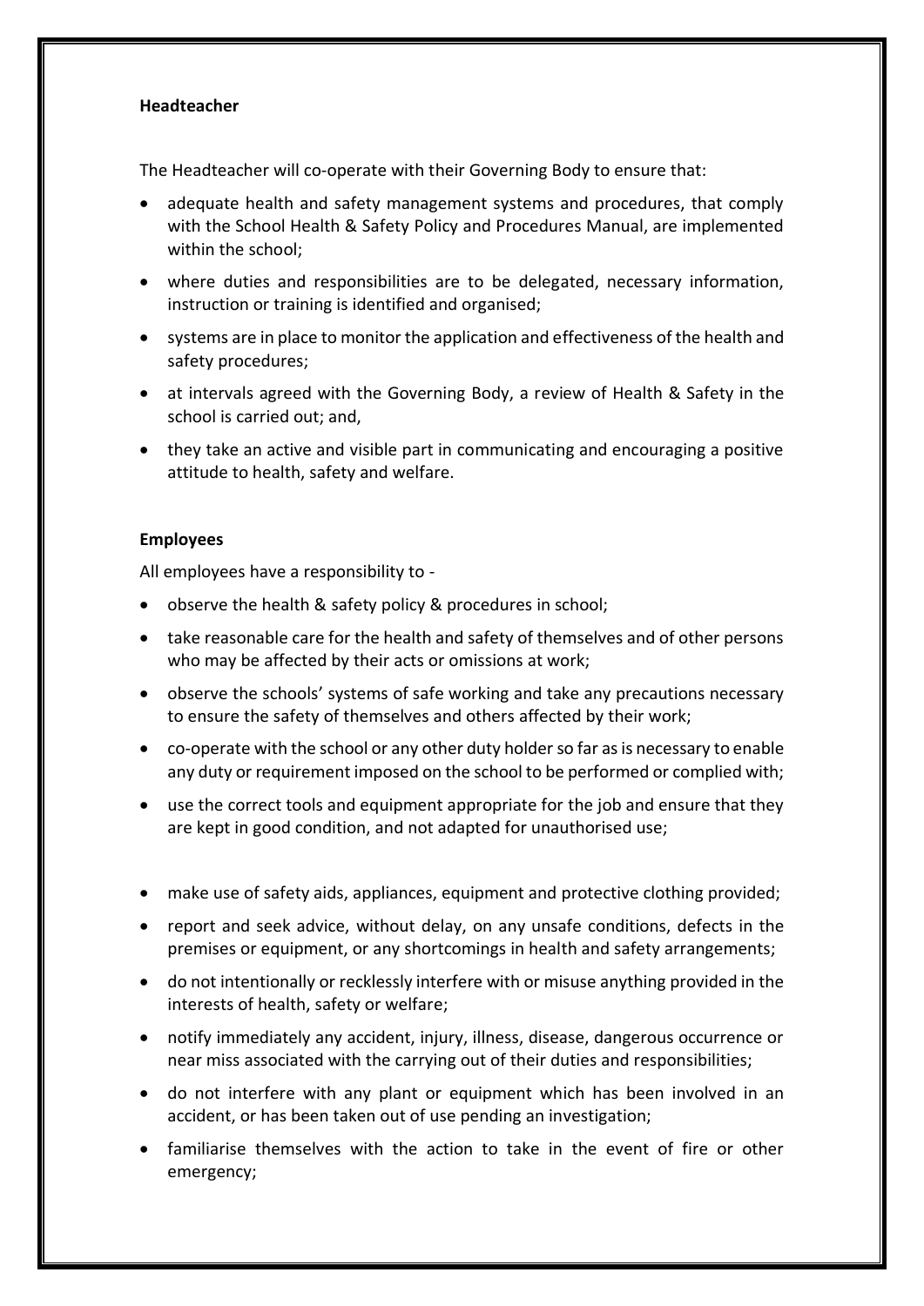**Headteacher**

The Headteacher will co-operate with their Governing Body to ensure that:

- adequate health and safety management systems and procedures, that comply with the School Health & Safety Policy and Procedures Manual, are implemented within the school;
- where duties and responsibilities are to be delegated, necessary information, instruction or training is identified and organised;
- systems are in place to monitor the application and effectiveness of the health and safety procedures;
- at intervals agreed with the Governing Body, a review of Health & Safety in the school is carried out; and,
- they take an active and visible part in communicating and encouraging a positive attitude to health, safety and welfare.

**Employees**

All employees have a responsibility to -

- observe the health & safety policy & procedures in school;
- take reasonable care for the health and safety of themselves and of other persons who may be affected by their acts or omissions at work;
- observe the schools' systems of safe working and take any precautions necessary to ensure the safety of themselves and others affected by their work;
- co-operate with the school or any other duty holder so far as is necessary to enable any duty or requirement imposed on the school to be performed or complied with;
- use the correct tools and equipment appropriate for the job and ensure that they are kept in good condition, and not adapted for unauthorised use;
- make use of safety aids, appliances, equipment and protective clothing provided;
- report and seek advice, without delay, on any unsafe conditions, defects in the premises or equipment, or any shortcomings in health and safety arrangements;
- do not intentionally or recklessly interfere with or misuse anything provided in the interests of health, safety or welfare;
- notify immediately any accident, injury, illness, disease, dangerous occurrence or near miss associated with the carrying out of their duties and responsibilities;
- do not interfere with any plant or equipment which has been involved in an accident, or has been taken out of use pending an investigation;
- familiarise themselves with the action to take in the event of fire or other emergency;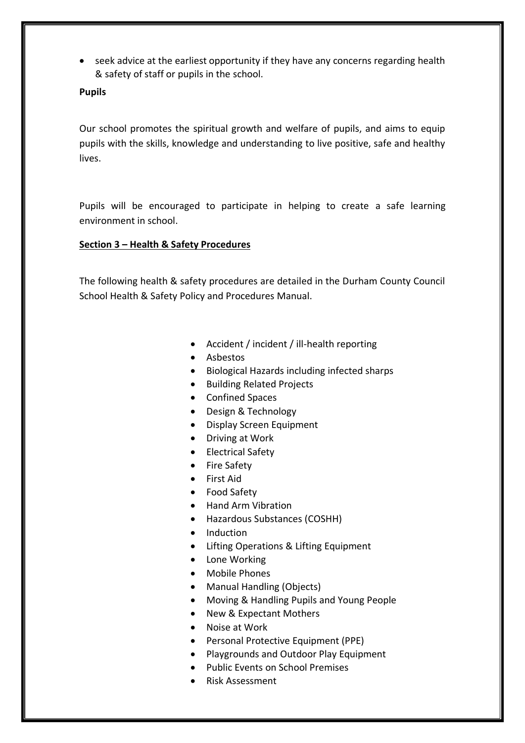- seek advice at the earliest opportunity if they have any concerns regarding health & safety of staff or pupils in the school.

**Pupils**

Our school promotes the spiritual growth and welfare of pupils, and aims to equip pupils with the skills, knowledge and understanding to live positive, safe and healthy lives.

Pupils will be encouraged to participate in helping to create a safe learning environment in school.

## Section 3 – Health & Safety Procedures

The following health & safety procedures are detailed in the Durham County Council School Health & Safety Policy and Procedures Manual.

- Accident / incident / ill-health reporting
- Asbestos
- Biological Hazards including infected sharps
- Building Related Projects
- Confined Spaces
- Design & Technology
- Display Screen Equipment
- Driving at Work
- Electrical Safety
- Fire Safety
- First Aid
- Food Safety
- Hand Arm Vibration
- Hazardous Substances (COSHH)
- Induction
- Lifting Operations & Lifting Equipment
- Lone Working
- Mobile Phones
- Manual Handling (Objects)
- Moving & Handling Pupils and Young People
- New & Expectant Mothers
- Noise at Work
- Personal Protective Equipment (PPE)
- Playgrounds and Outdoor Play Equipment
- Public Events on School Premises
- Risk Assessment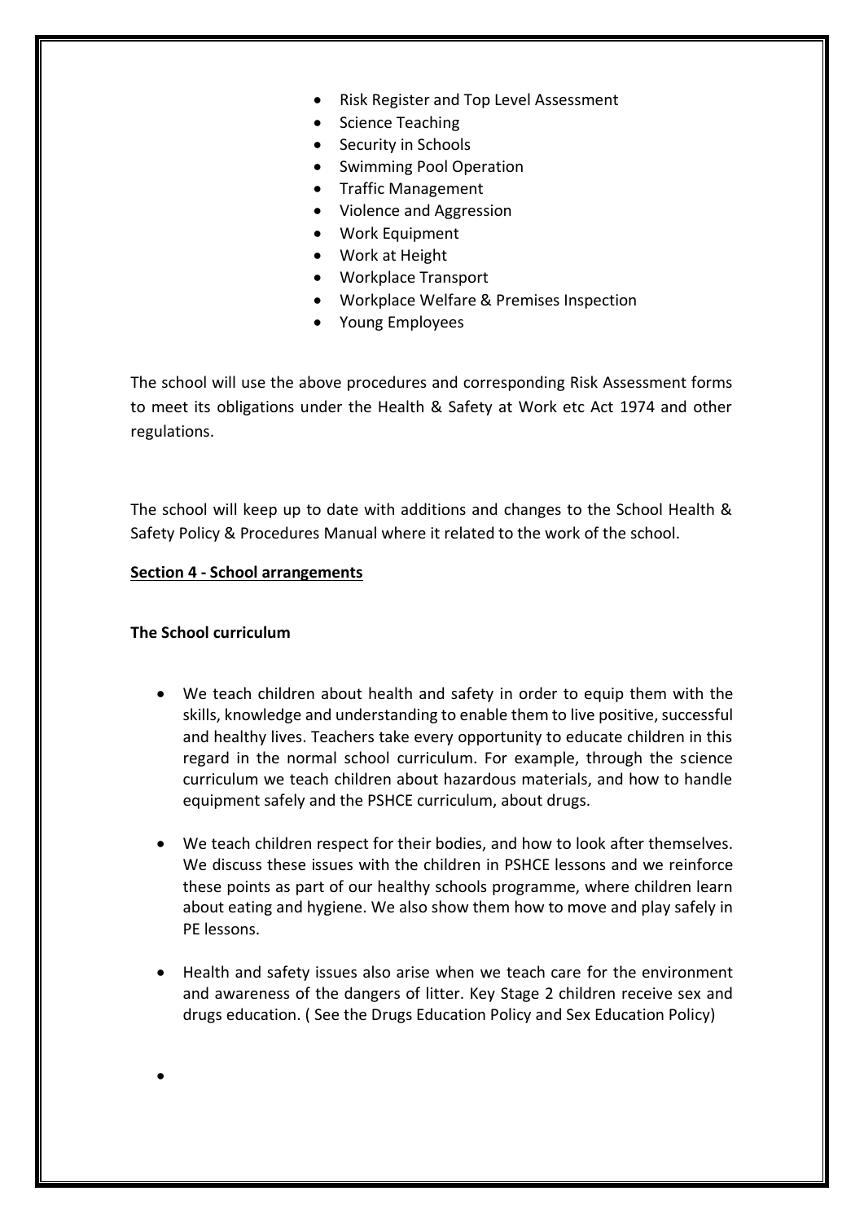- Risk Register and Top Level Assessment
- Science Teaching
- Security in Schools
- Swimming Pool Operation
- Traffic Management
- Violence and Aggression
- Work Equipment
- Work at Height
- Workplace Transport
- Workplace Welfare & Premises Inspection
- Young Employees

The school will use the above procedures and corresponding Risk Assessment forms to meet its obligations under the Health & Safety at Work etc Act 1974 and other regulations.

The school will keep up to date with additions and changes to the School Health & Safety Policy & Procedures Manual where it related to the work of the school.

**Section 4 - School arrangements**

**The School curriculum**

- We teach children about health and safety in order to equip them with the skills, knowledge and understanding to enable them to live positive, successful and healthy lives. Teachers take every opportunity to educate children in this regard in the normal school curriculum. For example, through the science curriculum we teach children about hazardous materials, and how to handle equipment safely and the PSHCE curriculum, about drugs.

- We teach children respect for their bodies, and how to look after themselves. We discuss these issues with the children in PSHCE lessons and we reinforce these points as part of our healthy schools programme, where children learn about eating and hygiene. We also show them how to move and play safely in PE lessons.

- Health and safety issues also arise when we teach care for the environment and awareness of the dangers of litter. Key Stage 2 children receive sex and drugs education. ( See the Drugs Education Policy and Sex Education Policy)

-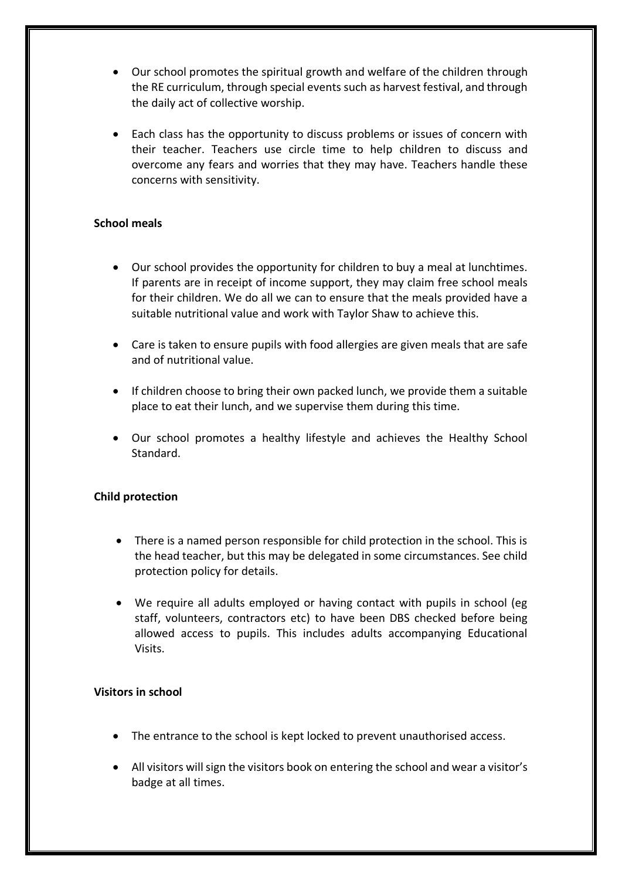- Our school promotes the spiritual growth and welfare of the children through the RE curriculum, through special events such as harvest festival, and through the daily act of collective worship.

- Each class has the opportunity to discuss problems or issues of concern with their teacher. Teachers use circle time to help children to discuss and overcome any fears and worries that they may have. Teachers handle these concerns with sensitivity.

**School meals**

- Our school provides the opportunity for children to buy a meal at lunchtimes. If parents are in receipt of income support, they may claim free school meals for their children. We do all we can to ensure that the meals provided have a suitable nutritional value and work with Taylor Shaw to achieve this.

- Care is taken to ensure pupils with food allergies are given meals that are safe and of nutritional value.

- If children choose to bring their own packed lunch, we provide them a suitable place to eat their lunch, and we supervise them during this time.

- Our school promotes a healthy lifestyle and achieves the Healthy School Standard.

**Child protection**

- There is a named person responsible for child protection in the school. This is the head teacher, but this may be delegated in some circumstances. See child protection policy for details.

- We require all adults employed or having contact with pupils in school (eg staff, volunteers, contractors etc) to have been DBS checked before being allowed access to pupils. This includes adults accompanying Educational Visits.

**Visitors in school**

- The entrance to the school is kept locked to prevent unauthorised access.

- All visitors will sign the visitors book on entering the school and wear a visitor's badge at all times.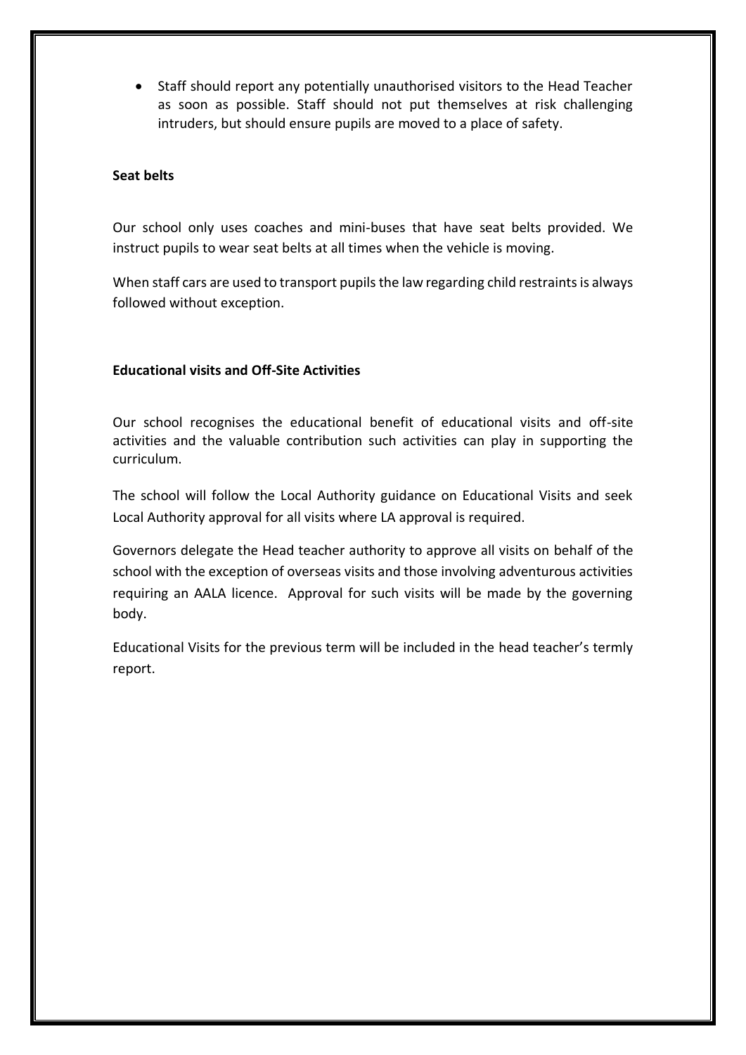- Staff should report any potentially unauthorised visitors to the Head Teacher as soon as possible. Staff should not put themselves at risk challenging intruders, but should ensure pupils are moved to a place of safety.

**Seat belts**

Our school only uses coaches and mini-buses that have seat belts provided. We instruct pupils to wear seat belts at all times when the vehicle is moving.

When staff cars are used to transport pupils the law regarding child restraints is always followed without exception.

**Educational visits and Off-Site Activities**

Our school recognises the educational benefit of educational visits and off-site activities and the valuable contribution such activities can play in supporting the curriculum.

The school will follow the Local Authority guidance on Educational Visits and seek Local Authority approval for all visits where LA approval is required.

Governors delegate the Head teacher authority to approve all visits on behalf of the school with the exception of overseas visits and those involving adventurous activities requiring an AALA licence. Approval for such visits will be made by the governing body.

Educational Visits for the previous term will be included in the head teacher's termly report.